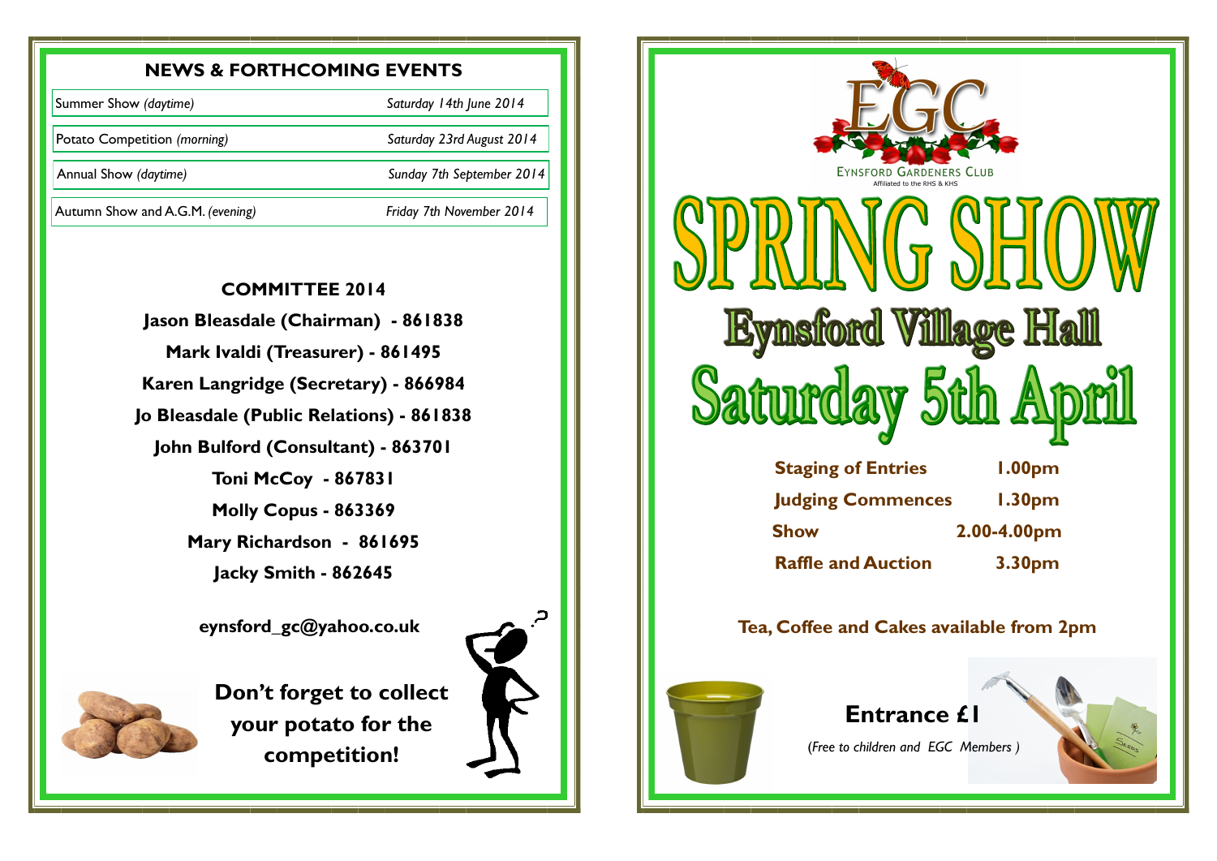## NEWS & FORTHCOMING EVENTS

| | |
|---|---|
| Summer Show *(daytime)* | *Saturday 14th June 2014* |
| Potato Competition *(morning)* | *Saturday 23rd August 2014* |
| Annual Show *(daytime)* | *Sunday 7th September 2014* |
| Autumn Show and A.G.M. *(evening)* | *Friday 7th November 2014* |

### COMMITTEE 2014

**Jason Bleasdale (Chairman) - 861838**

**Mark Ivaldi (Treasurer) - 861495**

**Karen Langridge (Secretary) - 866984**

**Jo Bleasdale (Public Relations) - 861838**

**John Bulford (Consultant) - 863701**

**Toni McCoy - 867831**

**Molly Copus - 863369**

**Mary Richardson - 861695**

**Jacky Smith - 862645**

**eynsford_gc@yahoo.co.uk**

**Don't forget to collect your potato for the competition!**

EGC

EYNSFORD GARDENERS CLUB

Affiliated to the RHS & KHS

# SPRING SHOW

## Eynsford Village Hall

## Saturday 5th April

| | |
|---|---|
| **Staging of Entries** | **1.00pm** |
| **Judging Commences** | **1.30pm** |
| **Show** | **2.00-4.00pm** |
| **Raffle and Auction** | **3.30pm** |

**Tea, Coffee and Cakes available from 2pm**

**Entrance £1**

*(Free to children and EGC Members )*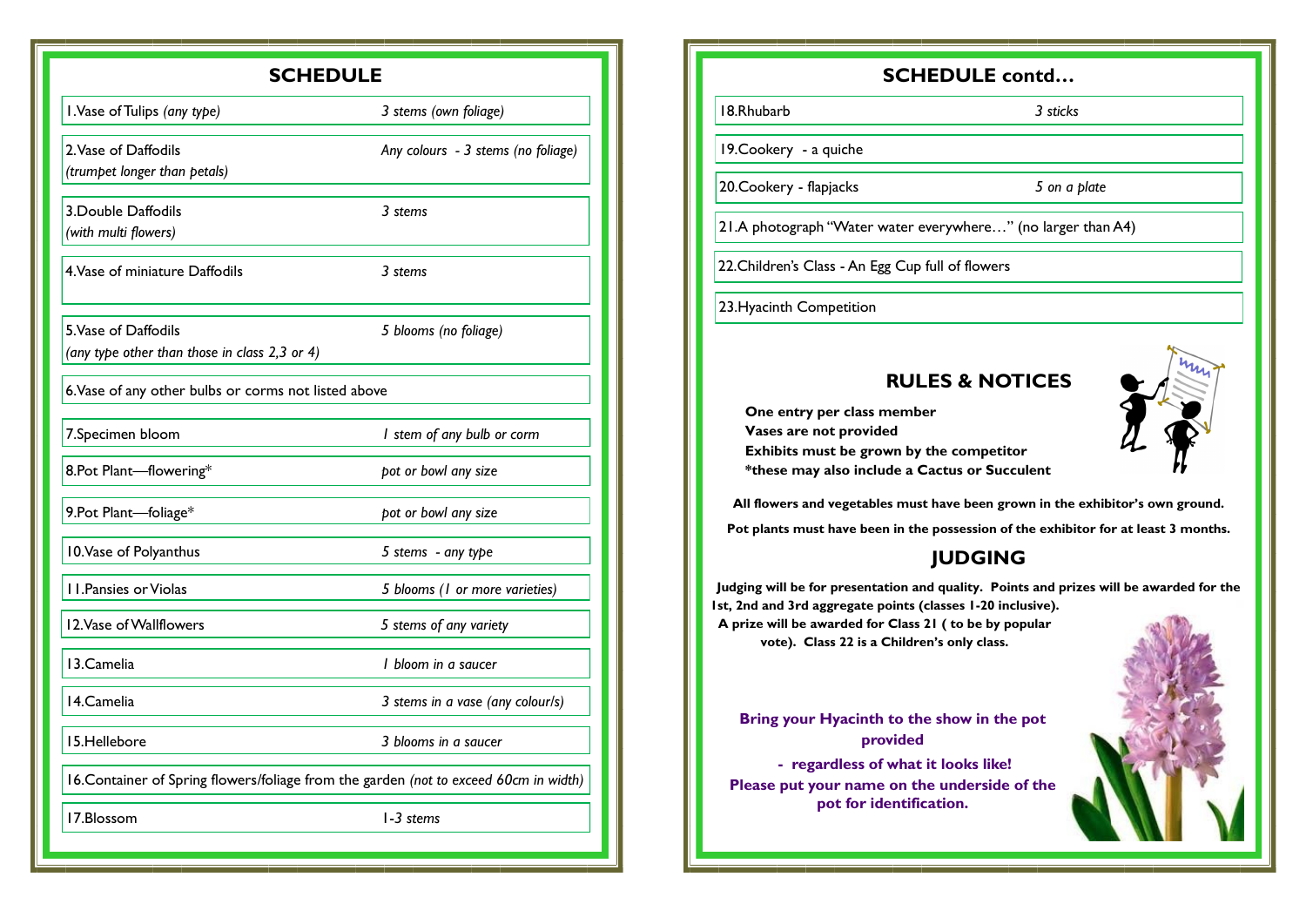## SCHEDULE

| | |
|---|---|
| 1.Vase of Tulips *(any type)* | *3 stems (own foliage)* |
| 2.Vase of Daffodils *(trumpet longer than petals)* | *Any colours - 3 stems (no foliage)* |
| 3.Double Daffodils *(with multi flowers)* | *3 stems* |
| 4.Vase of miniature Daffodils | *3 stems* |
| 5.Vase of Daffodils *(any type other than those in class 2,3 or 4)* | *5 blooms (no foliage)* |
| 6.Vase of any other bulbs or corms not listed above | |
| 7.Specimen bloom | *1 stem of any bulb or corm* |
| 8.Pot Plant—flowering* | *pot or bowl any size* |
| 9.Pot Plant—foliage* | *pot or bowl any size* |
| 10.Vase of Polyanthus | *5 stems - any type* |
| 11.Pansies or Violas | *5 blooms (1 or more varieties)* |
| 12.Vase of Wallflowers | *5 stems of any variety* |
| 13.Camelia | *1 bloom in a saucer* |
| 14.Camelia | *3 stems in a vase (any colour/s)* |
| 15.Hellebore | *3 blooms in a saucer* |
| 16.Container of Spring flowers/foliage from the garden *(not to exceed 60cm in width)* | |
| 17.Blossom | *1-3 stems* |

## SCHEDULE contd…

| | |
|---|---|
| 18.Rhubarb | *3 sticks* |
| 19.Cookery - a quiche | |
| 20.Cookery - flapjacks | *5 on a plate* |
| 21.A photograph "Water water everywhere…" (no larger than A4) | |
| 22.Children's Class - An Egg Cup full of flowers | |
| 23.Hyacinth Competition | |

## RULES & NOTICES

**One entry per class member**
**Vases are not provided**
**Exhibits must be grown by the competitor**
***these may also include a Cactus or Succulent**

**All flowers and vegetables must have been grown in the exhibitor's own ground.**

**Pot plants must have been in the possession of the exhibitor for at least 3 months.**

## JUDGING

**Judging will be for presentation and quality. Points and prizes will be awarded for the 1st, 2nd and 3rd aggregate points (classes 1-20 inclusive).**
**A prize will be awarded for Class 21 ( to be by popular vote). Class 22 is a Children's only class.**

**Bring your Hyacinth to the show in the pot provided**
**- regardless of what it looks like!**
**Please put your name on the underside of the pot for identification.**